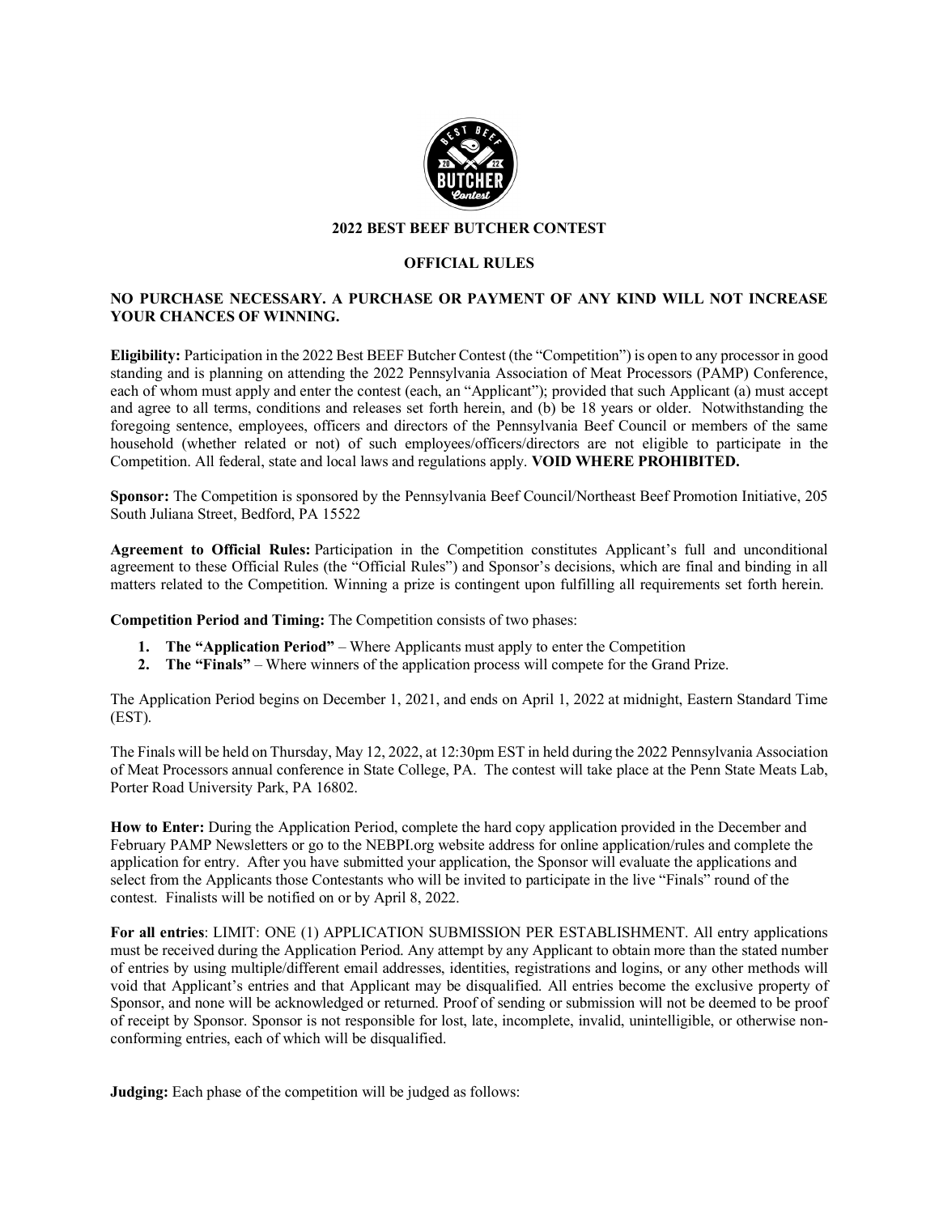# 2022 BEST BEEF BUTCHER CONTEST

## OFFICIAL RULES

**NO PURCHASE NECESSARY. A PURCHASE OR PAYMENT OF ANY KIND WILL NOT INCREASE YOUR CHANCES OF WINNING.**

**Eligibility:** Participation in the 2022 Best BEEF Butcher Contest (the "Competition") is open to any processor in good standing and is planning on attending the 2022 Pennsylvania Association of Meat Processors (PAMP) Conference, each of whom must apply and enter the contest (each, an "Applicant"); provided that such Applicant (a) must accept and agree to all terms, conditions and releases set forth herein, and (b) be 18 years or older. Notwithstanding the foregoing sentence, employees, officers and directors of the Pennsylvania Beef Council or members of the same household (whether related or not) of such employees/officers/directors are not eligible to participate in the Competition. All federal, state and local laws and regulations apply. **VOID WHERE PROHIBITED.**

**Sponsor:** The Competition is sponsored by the Pennsylvania Beef Council/Northeast Beef Promotion Initiative, 205 South Juliana Street, Bedford, PA 15522

**Agreement to Official Rules:** Participation in the Competition constitutes Applicant's full and unconditional agreement to these Official Rules (the "Official Rules") and Sponsor's decisions, which are final and binding in all matters related to the Competition. Winning a prize is contingent upon fulfilling all requirements set forth herein.

**Competition Period and Timing:** The Competition consists of two phases:

1. **The "Application Period"** – Where Applicants must apply to enter the Competition
2. **The "Finals"** – Where winners of the application process will compete for the Grand Prize.

The Application Period begins on December 1, 2021, and ends on April 1, 2022 at midnight, Eastern Standard Time (EST).

The Finals will be held on Thursday, May 12, 2022, at 12:30pm EST in held during the 2022 Pennsylvania Association of Meat Processors annual conference in State College, PA. The contest will take place at the Penn State Meats Lab, Porter Road University Park, PA 16802.

**How to Enter:** During the Application Period, complete the hard copy application provided in the December and February PAMP Newsletters or go to the NEBPI.org website address for online application/rules and complete the application for entry. After you have submitted your application, the Sponsor will evaluate the applications and select from the Applicants those Contestants who will be invited to participate in the live "Finals" round of the contest. Finalists will be notified on or by April 8, 2022.

**For all entries**: LIMIT: ONE (1) APPLICATION SUBMISSION PER ESTABLISHMENT. All entry applications must be received during the Application Period. Any attempt by any Applicant to obtain more than the stated number of entries by using multiple/different email addresses, identities, registrations and logins, or any other methods will void that Applicant's entries and that Applicant may be disqualified. All entries become the exclusive property of Sponsor, and none will be acknowledged or returned. Proof of sending or submission will not be deemed to be proof of receipt by Sponsor. Sponsor is not responsible for lost, late, incomplete, invalid, unintelligible, or otherwise non-conforming entries, each of which will be disqualified.

**Judging:** Each phase of the competition will be judged as follows: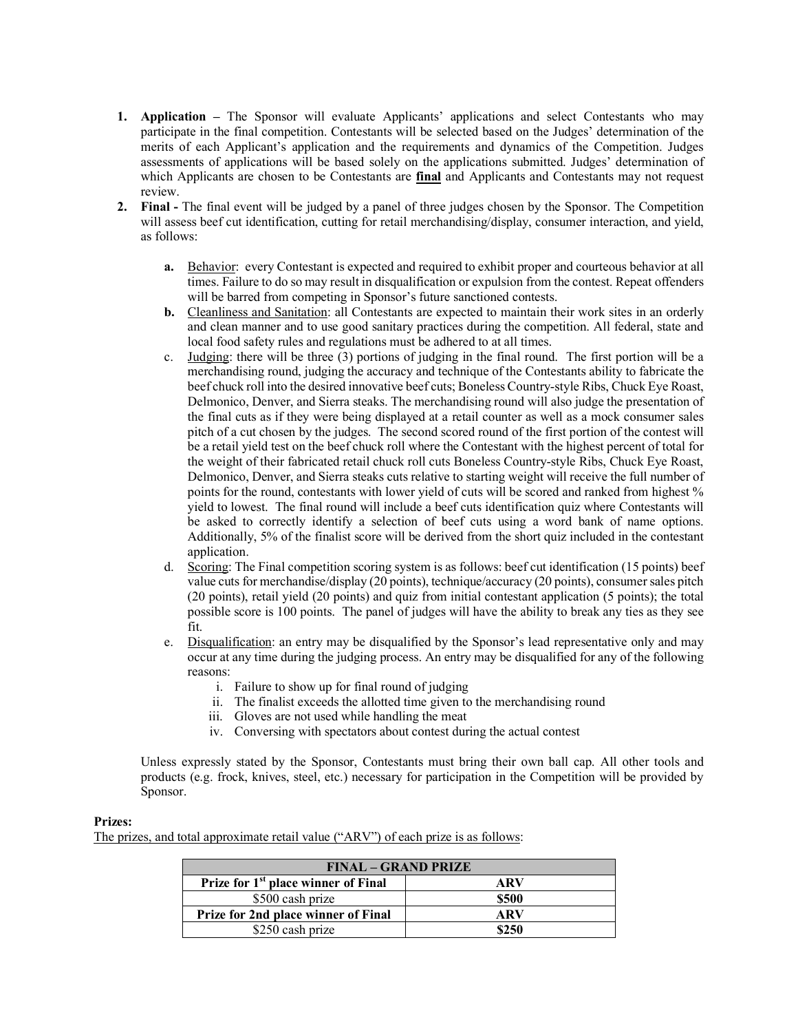1. **Application –** The Sponsor will evaluate Applicants' applications and select Contestants who may participate in the final competition. Contestants will be selected based on the Judges' determination of the merits of each Applicant's application and the requirements and dynamics of the Competition. Judges assessments of applications will be based solely on the applications submitted. Judges' determination of which Applicants are chosen to be Contestants are **final** and Applicants and Contestants may not request review.
2. **Final -** The final event will be judged by a panel of three judges chosen by the Sponsor. The Competition will assess beef cut identification, cutting for retail merchandising/display, consumer interaction, and yield, as follows:

   a. Behavior: every Contestant is expected and required to exhibit proper and courteous behavior at all times. Failure to do so may result in disqualification or expulsion from the contest. Repeat offenders will be barred from competing in Sponsor's future sanctioned contests.

   b. Cleanliness and Sanitation: all Contestants are expected to maintain their work sites in an orderly and clean manner and to use good sanitary practices during the competition. All federal, state and local food safety rules and regulations must be adhered to at all times.

   c. Judging: there will be three (3) portions of judging in the final round. The first portion will be a merchandising round, judging the accuracy and technique of the Contestants ability to fabricate the beef chuck roll into the desired innovative beef cuts; Boneless Country-style Ribs, Chuck Eye Roast, Delmonico, Denver, and Sierra steaks. The merchandising round will also judge the presentation of the final cuts as if they were being displayed at a retail counter as well as a mock consumer sales pitch of a cut chosen by the judges. The second scored round of the first portion of the contest will be a retail yield test on the beef chuck roll where the Contestant with the highest percent of total for the weight of their fabricated retail chuck roll cuts Boneless Country-style Ribs, Chuck Eye Roast, Delmonico, Denver, and Sierra steaks cuts relative to starting weight will receive the full number of points for the round, contestants with lower yield of cuts will be scored and ranked from highest % yield to lowest. The final round will include a beef cuts identification quiz where Contestants will be asked to correctly identify a selection of beef cuts using a word bank of name options. Additionally, 5% of the finalist score will be derived from the short quiz included in the contestant application.

   d. Scoring: The Final competition scoring system is as follows: beef cut identification (15 points) beef value cuts for merchandise/display (20 points), technique/accuracy (20 points), consumer sales pitch (20 points), retail yield (20 points) and quiz from initial contestant application (5 points); the total possible score is 100 points. The panel of judges will have the ability to break any ties as they see fit.

   e. Disqualification: an entry may be disqualified by the Sponsor's lead representative only and may occur at any time during the judging process. An entry may be disqualified for any of the following reasons:
      i. Failure to show up for final round of judging
      ii. The finalist exceeds the allotted time given to the merchandising round
      iii. Gloves are not used while handling the meat
      iv. Conversing with spectators about contest during the actual contest

Unless expressly stated by the Sponsor, Contestants must bring their own ball cap. All other tools and products (e.g. frock, knives, steel, etc.) necessary for participation in the Competition will be provided by Sponsor.

**Prizes:**

The prizes, and total approximate retail value ("ARV") of each prize is as follows:

| FINAL – GRAND PRIZE | |
|---|---|
| **Prize for 1st place winner of Final** | **ARV** |
| $500 cash prize | **$500** |
| **Prize for 2nd place winner of Final** | **ARV** |
| $250 cash prize | **$250** |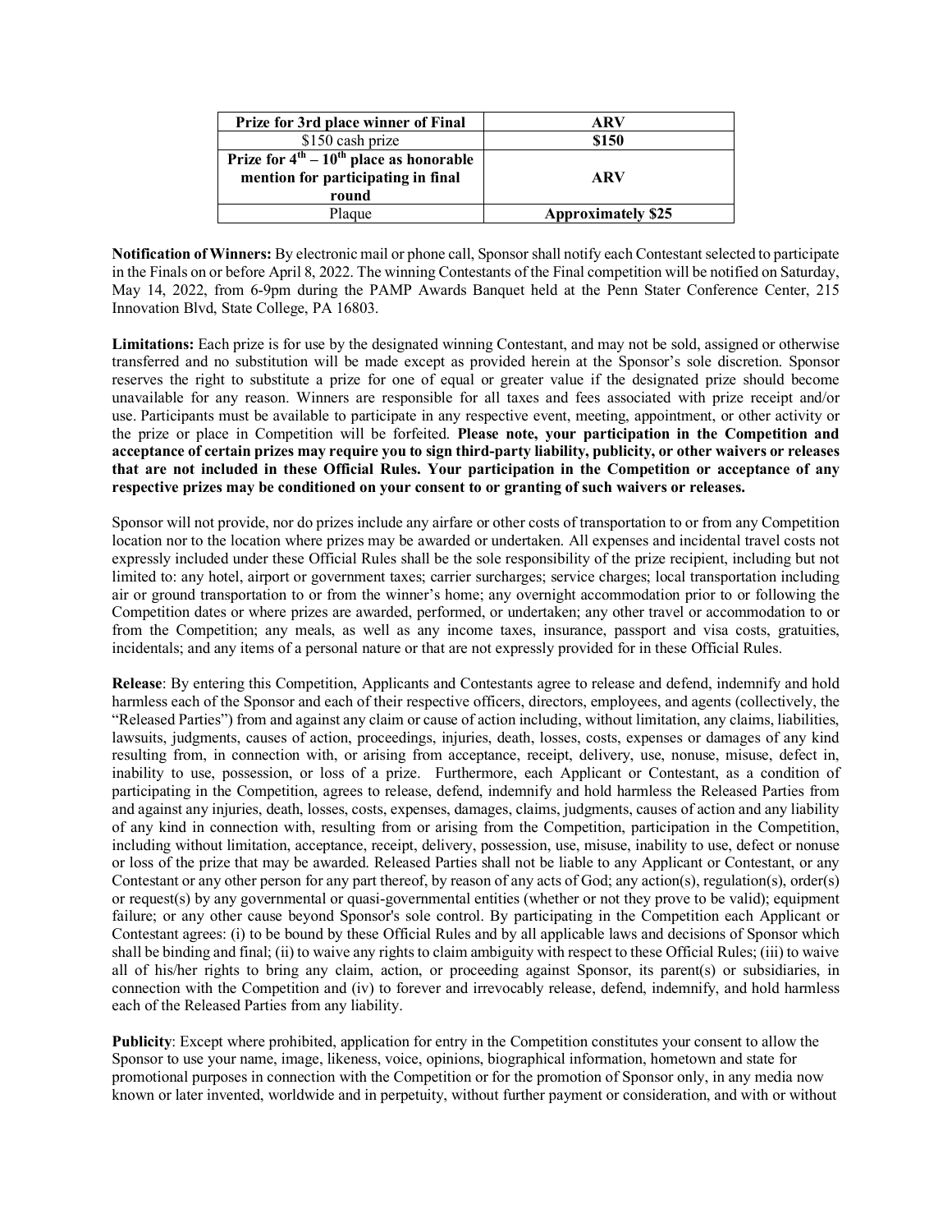| Prize for 3rd place winner of Final | ARV |
| --- | --- |
| $150 cash prize | **$150** |
| **Prize for 4th – 10th place as honorable mention for participating in final round** | **ARV** |
| Plaque | **Approximately $25** |

**Notification of Winners:** By electronic mail or phone call, Sponsor shall notify each Contestant selected to participate in the Finals on or before April 8, 2022. The winning Contestants of the Final competition will be notified on Saturday, May 14, 2022, from 6-9pm during the PAMP Awards Banquet held at the Penn Stater Conference Center, 215 Innovation Blvd, State College, PA 16803.

**Limitations:** Each prize is for use by the designated winning Contestant, and may not be sold, assigned or otherwise transferred and no substitution will be made except as provided herein at the Sponsor's sole discretion. Sponsor reserves the right to substitute a prize for one of equal or greater value if the designated prize should become unavailable for any reason. Winners are responsible for all taxes and fees associated with prize receipt and/or use. Participants must be available to participate in any respective event, meeting, appointment, or other activity or the prize or place in Competition will be forfeited. **Please note, your participation in the Competition and acceptance of certain prizes may require you to sign third-party liability, publicity, or other waivers or releases that are not included in these Official Rules. Your participation in the Competition or acceptance of any respective prizes may be conditioned on your consent to or granting of such waivers or releases.**

Sponsor will not provide, nor do prizes include any airfare or other costs of transportation to or from any Competition location nor to the location where prizes may be awarded or undertaken. All expenses and incidental travel costs not expressly included under these Official Rules shall be the sole responsibility of the prize recipient, including but not limited to: any hotel, airport or government taxes; carrier surcharges; service charges; local transportation including air or ground transportation to or from the winner's home; any overnight accommodation prior to or following the Competition dates or where prizes are awarded, performed, or undertaken; any other travel or accommodation to or from the Competition; any meals, as well as any income taxes, insurance, passport and visa costs, gratuities, incidentals; and any items of a personal nature or that are not expressly provided for in these Official Rules.

**Release**: By entering this Competition, Applicants and Contestants agree to release and defend, indemnify and hold harmless each of the Sponsor and each of their respective officers, directors, employees, and agents (collectively, the "Released Parties") from and against any claim or cause of action including, without limitation, any claims, liabilities, lawsuits, judgments, causes of action, proceedings, injuries, death, losses, costs, expenses or damages of any kind resulting from, in connection with, or arising from acceptance, receipt, delivery, use, nonuse, misuse, defect in, inability to use, possession, or loss of a prize. Furthermore, each Applicant or Contestant, as a condition of participating in the Competition, agrees to release, defend, indemnify and hold harmless the Released Parties from and against any injuries, death, losses, costs, expenses, damages, claims, judgments, causes of action and any liability of any kind in connection with, resulting from or arising from the Competition, participation in the Competition, including without limitation, acceptance, receipt, delivery, possession, use, misuse, inability to use, defect or nonuse or loss of the prize that may be awarded. Released Parties shall not be liable to any Applicant or Contestant, or any Contestant or any other person for any part thereof, by reason of any acts of God; any action(s), regulation(s), order(s) or request(s) by any governmental or quasi-governmental entities (whether or not they prove to be valid); equipment failure; or any other cause beyond Sponsor's sole control. By participating in the Competition each Applicant or Contestant agrees: (i) to be bound by these Official Rules and by all applicable laws and decisions of Sponsor which shall be binding and final; (ii) to waive any rights to claim ambiguity with respect to these Official Rules; (iii) to waive all of his/her rights to bring any claim, action, or proceeding against Sponsor, its parent(s) or subsidiaries, in connection with the Competition and (iv) to forever and irrevocably release, defend, indemnify, and hold harmless each of the Released Parties from any liability.

**Publicity**: Except where prohibited, application for entry in the Competition constitutes your consent to allow the Sponsor to use your name, image, likeness, voice, opinions, biographical information, hometown and state for promotional purposes in connection with the Competition or for the promotion of Sponsor only, in any media now known or later invented, worldwide and in perpetuity, without further payment or consideration, and with or without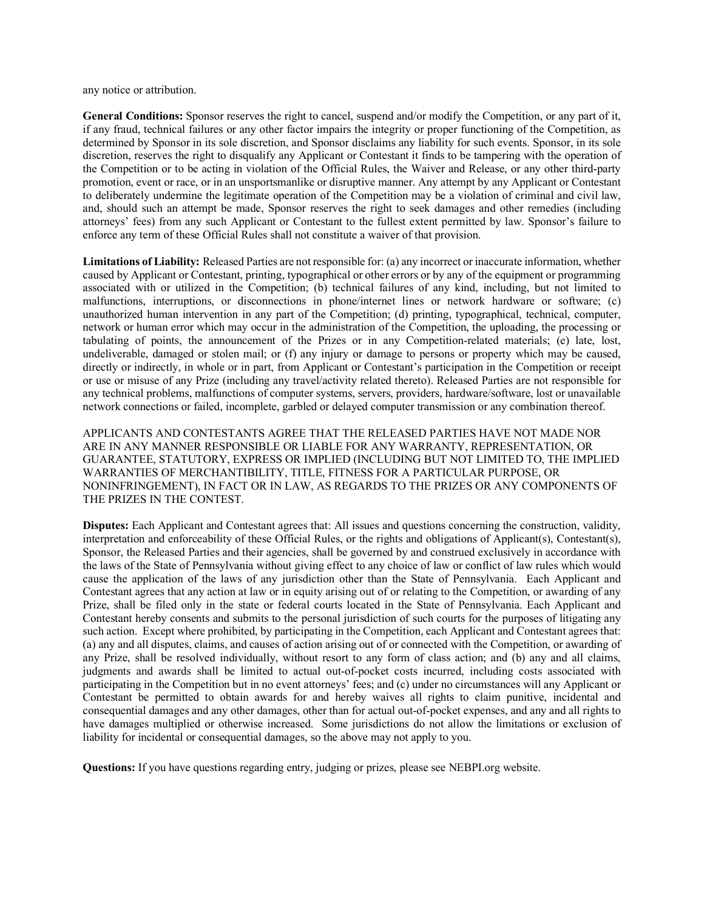any notice or attribution.

**General Conditions:** Sponsor reserves the right to cancel, suspend and/or modify the Competition, or any part of it, if any fraud, technical failures or any other factor impairs the integrity or proper functioning of the Competition, as determined by Sponsor in its sole discretion, and Sponsor disclaims any liability for such events. Sponsor, in its sole discretion, reserves the right to disqualify any Applicant or Contestant it finds to be tampering with the operation of the Competition or to be acting in violation of the Official Rules, the Waiver and Release, or any other third-party promotion, event or race, or in an unsportsmanlike or disruptive manner. Any attempt by any Applicant or Contestant to deliberately undermine the legitimate operation of the Competition may be a violation of criminal and civil law, and, should such an attempt be made, Sponsor reserves the right to seek damages and other remedies (including attorneys' fees) from any such Applicant or Contestant to the fullest extent permitted by law. Sponsor's failure to enforce any term of these Official Rules shall not constitute a waiver of that provision.

**Limitations of Liability:** Released Parties are not responsible for: (a) any incorrect or inaccurate information, whether caused by Applicant or Contestant, printing, typographical or other errors or by any of the equipment or programming associated with or utilized in the Competition; (b) technical failures of any kind, including, but not limited to malfunctions, interruptions, or disconnections in phone/internet lines or network hardware or software; (c) unauthorized human intervention in any part of the Competition; (d) printing, typographical, technical, computer, network or human error which may occur in the administration of the Competition, the uploading, the processing or tabulating of points, the announcement of the Prizes or in any Competition-related materials; (e) late, lost, undeliverable, damaged or stolen mail; or (f) any injury or damage to persons or property which may be caused, directly or indirectly, in whole or in part, from Applicant or Contestant's participation in the Competition or receipt or use or misuse of any Prize (including any travel/activity related thereto). Released Parties are not responsible for any technical problems, malfunctions of computer systems, servers, providers, hardware/software, lost or unavailable network connections or failed, incomplete, garbled or delayed computer transmission or any combination thereof.

APPLICANTS AND CONTESTANTS AGREE THAT THE RELEASED PARTIES HAVE NOT MADE NOR ARE IN ANY MANNER RESPONSIBLE OR LIABLE FOR ANY WARRANTY, REPRESENTATION, OR GUARANTEE, STATUTORY, EXPRESS OR IMPLIED (INCLUDING BUT NOT LIMITED TO, THE IMPLIED WARRANTIES OF MERCHANTIBILITY, TITLE, FITNESS FOR A PARTICULAR PURPOSE, OR NONINFRINGEMENT), IN FACT OR IN LAW, AS REGARDS TO THE PRIZES OR ANY COMPONENTS OF THE PRIZES IN THE CONTEST.

**Disputes:** Each Applicant and Contestant agrees that: All issues and questions concerning the construction, validity, interpretation and enforceability of these Official Rules, or the rights and obligations of Applicant(s), Contestant(s), Sponsor, the Released Parties and their agencies, shall be governed by and construed exclusively in accordance with the laws of the State of Pennsylvania without giving effect to any choice of law or conflict of law rules which would cause the application of the laws of any jurisdiction other than the State of Pennsylvania. Each Applicant and Contestant agrees that any action at law or in equity arising out of or relating to the Competition, or awarding of any Prize, shall be filed only in the state or federal courts located in the State of Pennsylvania. Each Applicant and Contestant hereby consents and submits to the personal jurisdiction of such courts for the purposes of litigating any such action. Except where prohibited, by participating in the Competition, each Applicant and Contestant agrees that: (a) any and all disputes, claims, and causes of action arising out of or connected with the Competition, or awarding of any Prize, shall be resolved individually, without resort to any form of class action; and (b) any and all claims, judgments and awards shall be limited to actual out-of-pocket costs incurred, including costs associated with participating in the Competition but in no event attorneys' fees; and (c) under no circumstances will any Applicant or Contestant be permitted to obtain awards for and hereby waives all rights to claim punitive, incidental and consequential damages and any other damages, other than for actual out-of-pocket expenses, and any and all rights to have damages multiplied or otherwise increased. Some jurisdictions do not allow the limitations or exclusion of liability for incidental or consequential damages, so the above may not apply to you.

**Questions:** If you have questions regarding entry, judging or prizes, please see NEBPI.org website.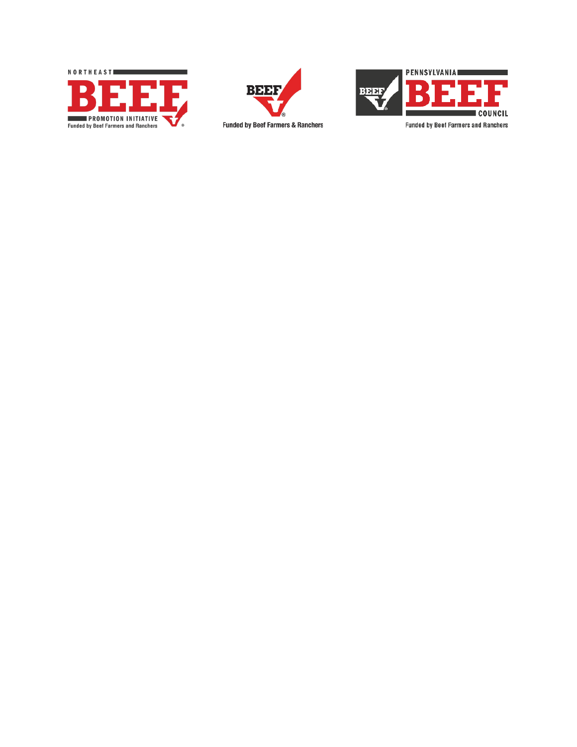NORTHEAST BEEF PROMOTION INITIATIVE

Funded by Beef Farmers and Ranchers

BEEF

Funded by Beef Farmers & Ranchers

PENNSYLVANIA BEEF COUNCIL

Funded by Beef Farmers and Ranchers